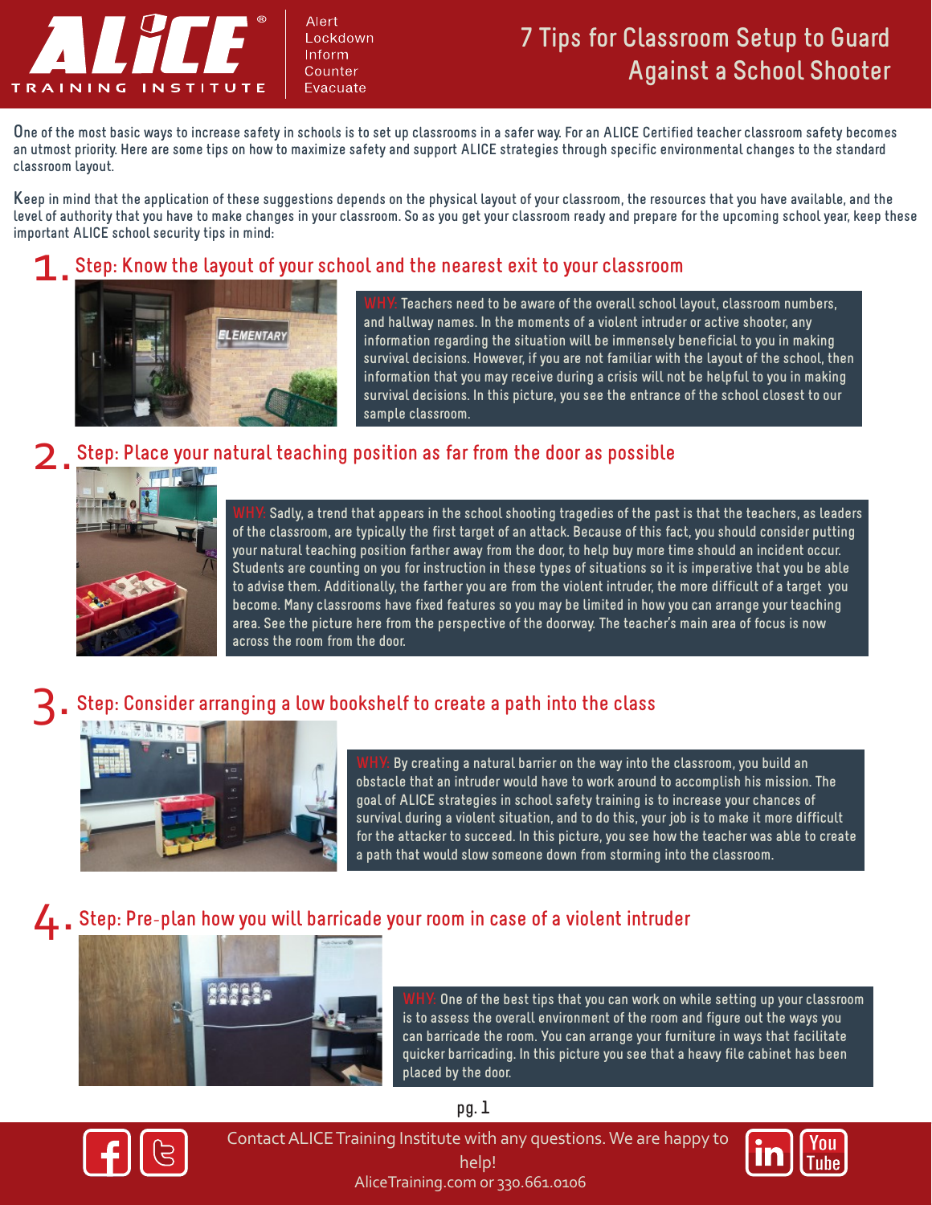# ALICE® TRAINING INSTITUTE

Alert
Lockdown
Inform
Counter
Evacuate

# 7 Tips for Classroom Setup to Guard Against a School Shooter

One of the most basic ways to increase safety in schools is to set up classrooms in a safer way. For an ALICE Certified teacher classroom safety becomes an utmost priority. Here are some tips on how to maximize safety and support ALICE strategies through specific environmental changes to the standard classroom layout.

Keep in mind that the application of these suggestions depends on the physical layout of your classroom, the resources that you have available, and the level of authority that you have to make changes in your classroom. So as you get your classroom ready and prepare for the upcoming school year, keep these important ALICE school security tips in mind:

## 1. Step: Know the layout of your school and the nearest exit to your classroom

WHY: Teachers need to be aware of the overall school layout, classroom numbers, and hallway names. In the moments of a violent intruder or active shooter, any information regarding the situation will be immensely beneficial to you in making survival decisions. However, if you are not familiar with the layout of the school, then information that you may receive during a crisis will not be helpful to you in making survival decisions. In this picture, you see the entrance of the school closest to our sample classroom.

## 2. Step: Place your natural teaching position as far from the door as possible

WHY: Sadly, a trend that appears in the school shooting tragedies of the past is that the teachers, as leaders of the classroom, are typically the first target of an attack. Because of this fact, you should consider putting your natural teaching position farther away from the door, to help buy more time should an incident occur. Students are counting on you for instruction in these types of situations so it is imperative that you be able to advise them. Additionally, the farther you are from the violent intruder, the more difficult of a target you become. Many classrooms have fixed features so you may be limited in how you can arrange your teaching area. See the picture here from the perspective of the doorway. The teacher's main area of focus is now across the room from the door.

## 3. Step: Consider arranging a low bookshelf to create a path into the class

WHY: By creating a natural barrier on the way into the classroom, you build an obstacle that an intruder would have to work around to accomplish his mission. The goal of ALICE strategies in school safety training is to increase your chances of survival during a violent situation, and to do this, your job is to make it more difficult for the attacker to succeed. In this picture, you see how the teacher was able to create a path that would slow someone down from storming into the classroom.

## 4. Step: Pre-plan how you will barricade your room in case of a violent intruder

WHY: One of the best tips that you can work on while setting up your classroom is to assess the overall environment of the room and figure out the ways you can barricade the room. You can arrange your furniture in ways that facilitate quicker barricading. In this picture you see that a heavy file cabinet has been placed by the door.

Contact ALICE Training Institute with any questions. We are happy to help!
AliceTraining.com or 330.661.0106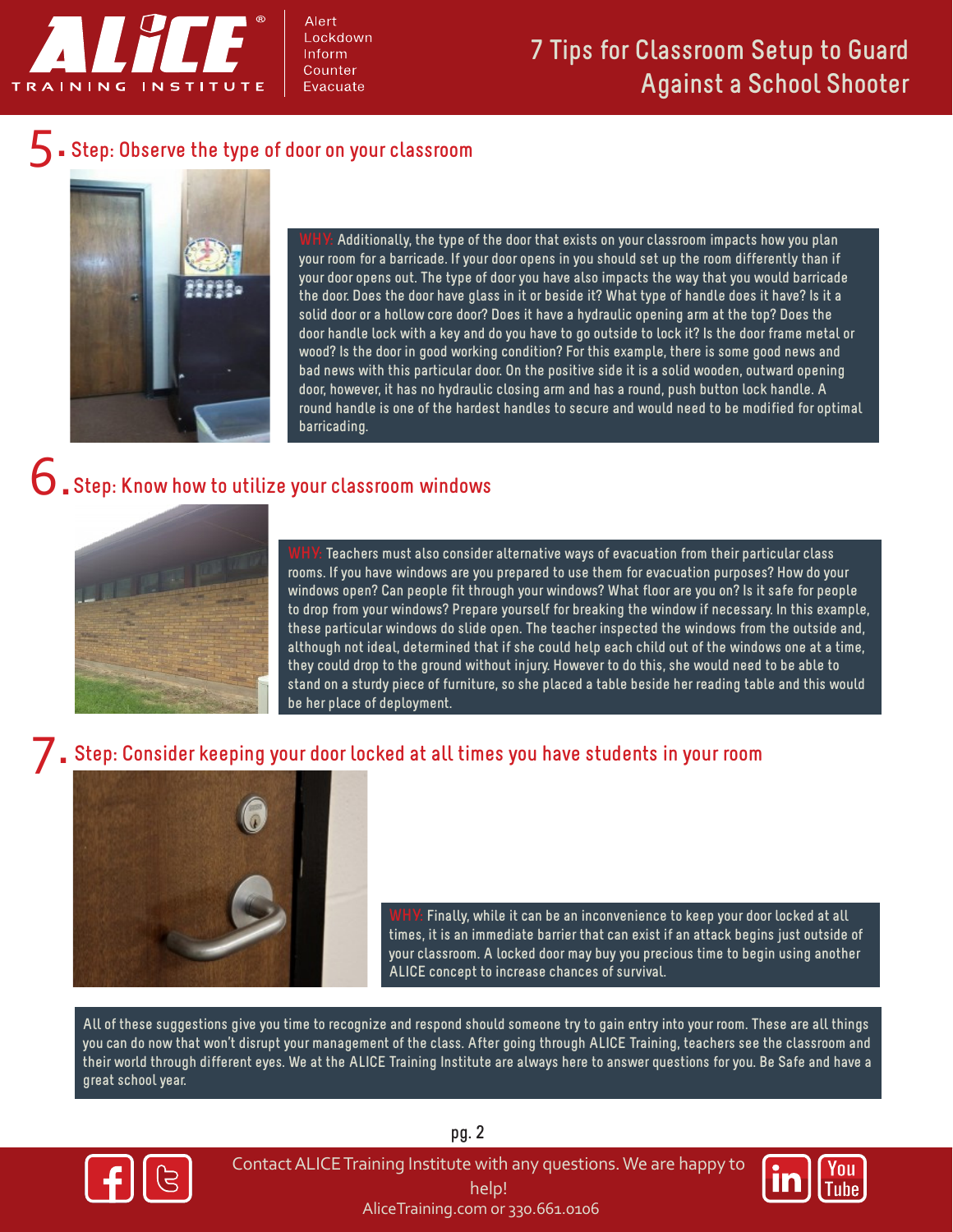## 5. Step: Observe the type of door on your classroom

WHY: Additionally, the type of the door that exists on your classroom impacts how you plan your room for a barricade. If your door opens in you should set up the room differently than if your door opens out. The type of door you have also impacts the way that you would barricade the door. Does the door have glass in it or beside it? What type of handle does it have? Is it a solid door or a hollow core door? Does it have a hydraulic opening arm at the top? Does the door handle lock with a key and do you have to go outside to lock it? Is the door frame metal or wood? Is the door in good working condition? For this example, there is some good news and bad news with this particular door. On the positive side it is a solid wooden, outward opening door, however, it has no hydraulic closing arm and has a round, push button lock handle. A round handle is one of the hardest handles to secure and would need to be modified for optimal barricading.

## 6. Step: Know how to utilize your classroom windows

WHY: Teachers must also consider alternative ways of evacuation from their particular class rooms. If you have windows are you prepared to use them for evacuation purposes? How do your windows open? Can people fit through your windows? What floor are you on? Is it safe for people to drop from your windows? Prepare yourself for breaking the window if necessary. In this example, these particular windows do slide open. The teacher inspected the windows from the outside and, although not ideal, determined that if she could help each child out of the windows one at a time, they could drop to the ground without injury. However to do this, she would need to be able to stand on a sturdy piece of furniture, so she placed a table beside her reading table and this would be her place of deployment.

## 7. Step: Consider keeping your door locked at all times you have students in your room

WHY: Finally, while it can be an inconvenience to keep your door locked at all times, it is an immediate barrier that can exist if an attack begins just outside of your classroom. A locked door may buy you precious time to begin using another ALICE concept to increase chances of survival.

All of these suggestions give you time to recognize and respond should someone try to gain entry into your room. These are all things you can do now that won't disrupt your management of the class. After going through ALICE Training, teachers see the classroom and their world through different eyes. We at the ALICE Training Institute are always here to answer questions for you. Be Safe and have a great school year.

Contact ALICE Training Institute with any questions. We are happy to help!
AliceTraining.com or 330.661.0106